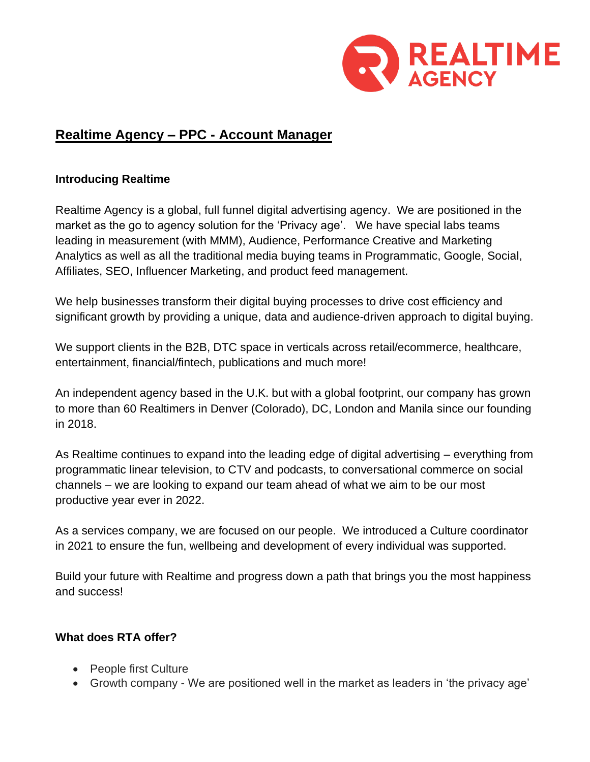# Realtime Agency – PPC - Account Manager

## Introducing Realtime

Realtime Agency is a global, full funnel digital advertising agency. We are positioned in the market as the go to agency solution for the 'Privacy age'. We have special labs teams leading in measurement (with MMM), Audience, Performance Creative and Marketing Analytics as well as all the traditional media buying teams in Programmatic, Google, Social, Affiliates, SEO, Influencer Marketing, and product feed management.

We help businesses transform their digital buying processes to drive cost efficiency and significant growth by providing a unique, data and audience-driven approach to digital buying.

We support clients in the B2B, DTC space in verticals across retail/ecommerce, healthcare, entertainment, financial/fintech, publications and much more!

An independent agency based in the U.K. but with a global footprint, our company has grown to more than 60 Realtimers in Denver (Colorado), DC, London and Manila since our founding in 2018.

As Realtime continues to expand into the leading edge of digital advertising – everything from programmatic linear television, to CTV and podcasts, to conversational commerce on social channels – we are looking to expand our team ahead of what we aim to be our most productive year ever in 2022.

As a services company, we are focused on our people. We introduced a Culture coordinator in 2021 to ensure the fun, wellbeing and development of every individual was supported.

Build your future with Realtime and progress down a path that brings you the most happiness and success!

## What does RTA offer?

- People first Culture
- Growth company - We are positioned well in the market as leaders in 'the privacy age'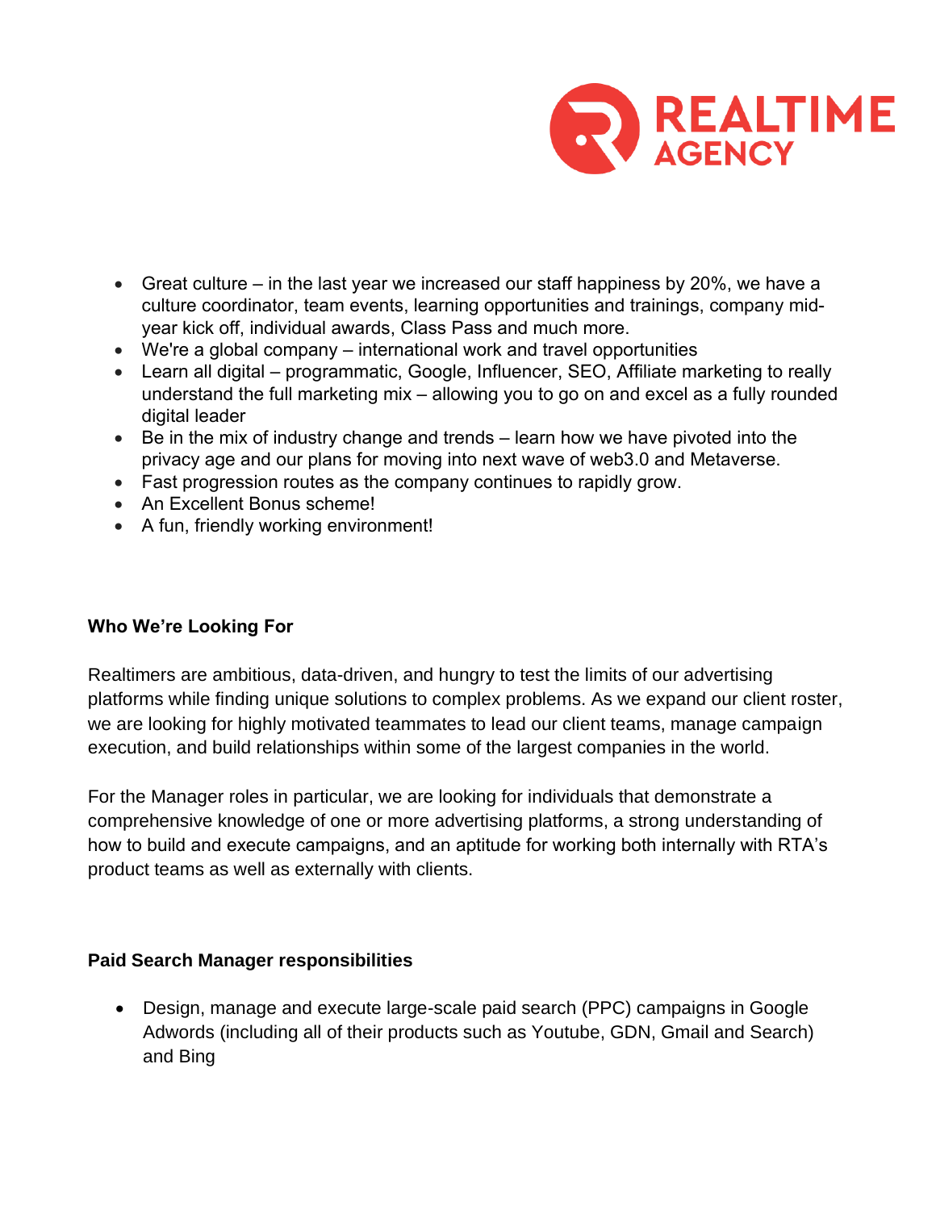- Great culture – in the last year we increased our staff happiness by 20%, we have a culture coordinator, team events, learning opportunities and trainings, company mid-year kick off, individual awards, Class Pass and much more.
- We're a global company – international work and travel opportunities
- Learn all digital – programmatic, Google, Influencer, SEO, Affiliate marketing to really understand the full marketing mix – allowing you to go on and excel as a fully rounded digital leader
- Be in the mix of industry change and trends – learn how we have pivoted into the privacy age and our plans for moving into next wave of web3.0 and Metaverse.
- Fast progression routes as the company continues to rapidly grow.
- An Excellent Bonus scheme!
- A fun, friendly working environment!

**Who We're Looking For**

Realtimers are ambitious, data-driven, and hungry to test the limits of our advertising platforms while finding unique solutions to complex problems. As we expand our client roster, we are looking for highly motivated teammates to lead our client teams, manage campaign execution, and build relationships within some of the largest companies in the world.

For the Manager roles in particular, we are looking for individuals that demonstrate a comprehensive knowledge of one or more advertising platforms, a strong understanding of how to build and execute campaigns, and an aptitude for working both internally with RTA's product teams as well as externally with clients.

**Paid Search Manager responsibilities**

- Design, manage and execute large-scale paid search (PPC) campaigns in Google Adwords (including all of their products such as Youtube, GDN, Gmail and Search) and Bing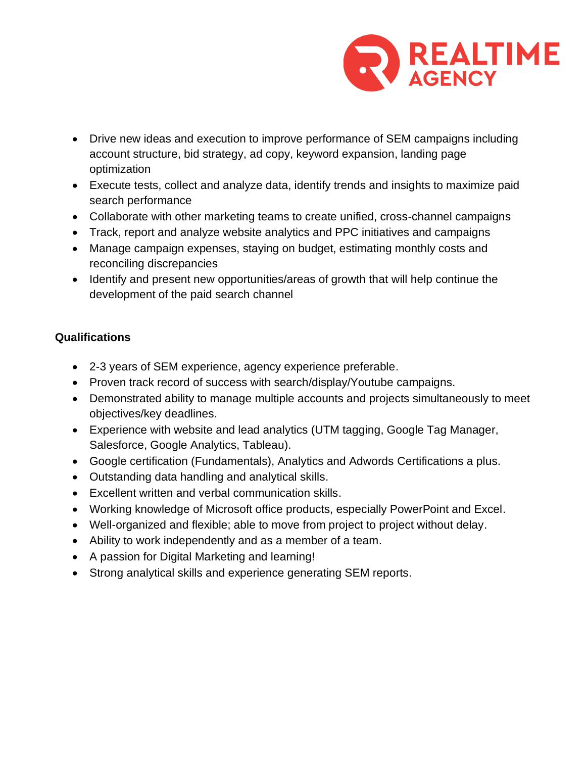- Drive new ideas and execution to improve performance of SEM campaigns including account structure, bid strategy, ad copy, keyword expansion, landing page optimization
- Execute tests, collect and analyze data, identify trends and insights to maximize paid search performance
- Collaborate with other marketing teams to create unified, cross-channel campaigns
- Track, report and analyze website analytics and PPC initiatives and campaigns
- Manage campaign expenses, staying on budget, estimating monthly costs and reconciling discrepancies
- Identify and present new opportunities/areas of growth that will help continue the development of the paid search channel

**Qualifications**

- 2-3 years of SEM experience, agency experience preferable.
- Proven track record of success with search/display/Youtube campaigns.
- Demonstrated ability to manage multiple accounts and projects simultaneously to meet objectives/key deadlines.
- Experience with website and lead analytics (UTM tagging, Google Tag Manager, Salesforce, Google Analytics, Tableau).
- Google certification (Fundamentals), Analytics and Adwords Certifications a plus.
- Outstanding data handling and analytical skills.
- Excellent written and verbal communication skills.
- Working knowledge of Microsoft office products, especially PowerPoint and Excel.
- Well-organized and flexible; able to move from project to project without delay.
- Ability to work independently and as a member of a team.
- A passion for Digital Marketing and learning!
- Strong analytical skills and experience generating SEM reports.